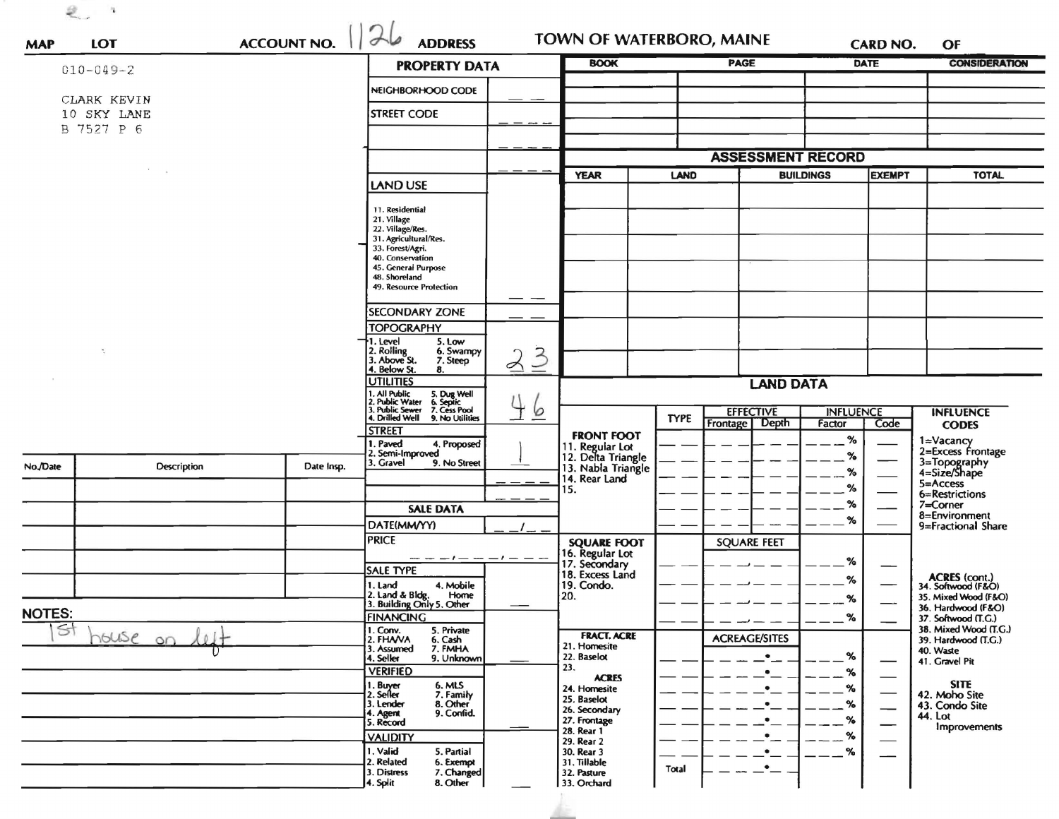| MAP | LOT | ACCOUNT NO. 1126 | ADDRESS | TOWN OF WATERBORO, MAINE | CARD NO. | OF |
|---|---|---|---|---|---|---|

010-049-2

CLARK KEVIN
10 SKY LANE
B 7527 P 6

## PROPERTY DATA

| | |
|---|---|
| NEIGHBORHOOD CODE | |
| STREET CODE | |
| | |
| | |
| LAND USE<br>11. Residential<br>21. Village<br>22. Village/Res.<br>31. Agricultural/Res.<br>33. Forest/Agri.<br>40. Conservation<br>45. General Purpose<br>48. Shoreland<br>49. Resource Protection | |
| SECONDARY ZONE | |
| TOPOGRAPHY<br>1. Level 5. Low<br>2. Rolling 6. Swampy<br>3. Above St. 7. Steep<br>4. Below St. 8. | 2 3 |
| UTILITIES<br>1. All Public 5. Dug Well<br>2. Public Water 6. Septic<br>3. Public Sewer 7. Cess Pool<br>4. Drilled Well 9. No Utilities | 4 6 |
| STREET<br>1. Paved 4. Proposed<br>2. Semi-Improved<br>3. Gravel 9. No Street | 1 |

## SALE DATA

| | |
|---|---|
| DATE(MM/YY) | |
| PRICE | |
| SALE TYPE<br>1. Land 4. Mobile Home<br>2. Land & Bldg. 5. Other<br>3. Building Only | |
| FINANCING<br>1. Conv. 5. Private<br>2. FHA/VA 6. Cash<br>3. Assumed 7. FMHA<br>4. Seller 9. Unknown | |
| VERIFIED<br>1. Buyer 6. MLS<br>2. Seller 7. Family<br>3. Lender 8. Other<br>4. Agent 9. Confid.<br>5. Record | |
| VALIDITY<br>1. Valid 5. Partial<br>2. Related 6. Exempt<br>3. Distress 7. Changed<br>4. Split 8. Other | |

| BOOK | PAGE | DATE | CONSIDERATION |
|---|---|---|---|
| | | | |
| | | | |
| | | | |
| | | | |

## ASSESSMENT RECORD

| YEAR | LAND | BUILDINGS | EXEMPT | TOTAL |
|---|---|---|---|---|
| | | | | |
| | | | | |
| | | | | |
| | | | | |
| | | | | |
| | | | | |
| | | | | |

## LAND DATA

| | TYPE | EFFECTIVE Frontage | EFFECTIVE Depth | INFLUENCE Factor | INFLUENCE Code |
|---|---|---|---|---|---|
| FRONT FOOT<br>11. Regular Lot<br>12. Delta Triangle<br>13. Nabla Triangle<br>14. Rear Land<br>15. | | | | % | |
| SQUARE FOOT<br>16. Regular Lot<br>17. Secondary<br>18. Excess Land<br>19. Condo.<br>20. | | SQUARE FEET | | % | |
| FRACT. ACRE<br>21. Homesite<br>22. Baselot<br>23.<br>ACRES<br>24. Homesite<br>25. Baselot<br>26. Secondary<br>27. Frontage<br>28. Rear 1<br>29. Rear 2<br>30. Rear 3<br>31. Tillable<br>32. Pasture<br>33. Orchard | Total | ACREAGE/SITES | | % | |

INFLUENCE CODES
1=Vacancy
2=Excess Frontage
3=Topography
4=Size/Shape
5=Access
6=Restrictions
7=Corner
8=Environment
9=Fractional Share

ACRES (cont.)
34. Softwood (F&O)
35. Mixed Wood (F&O)
36. Hardwood (F&O)
37. Softwood (T.G.)
38. Mixed Wood (T.G.)
39. Hardwood (T.G.)
40. Waste
41. Gravel Pit

SITE
42. Moho Site
43. Condo Site
44. Lot Improvements

| No./Date | Description | Date Insp. |
|---|---|---|
| | | |
| | | |
| | | |
| | | |
| | | |
| | | |

NOTES:
1st house on left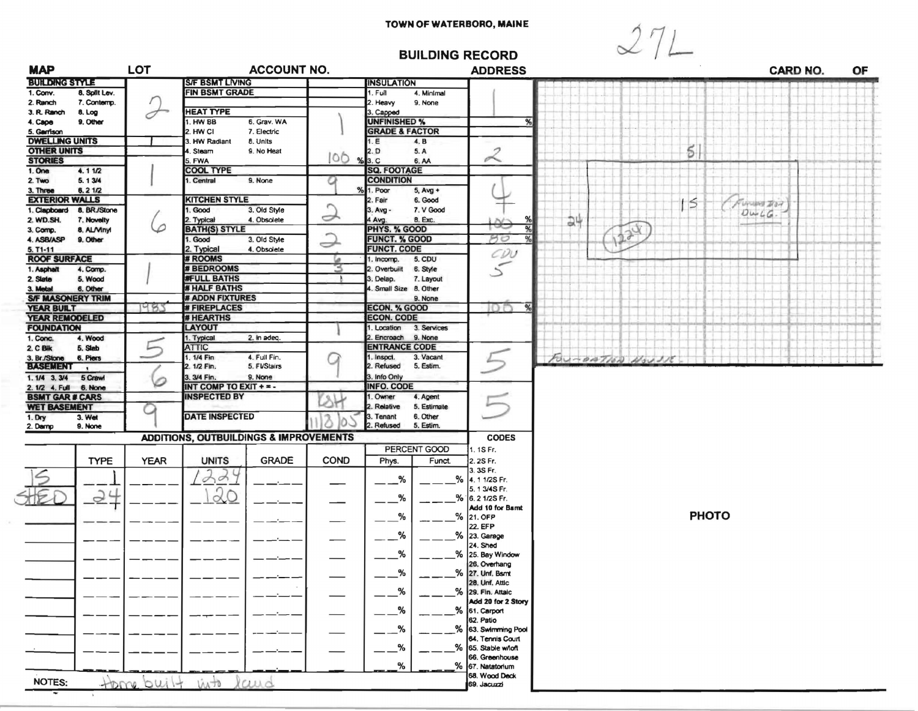TOWN OF WATERBORO, MAINE

27L

## BUILDING RECORD

| MAP | LOT | ACCOUNT NO. | ADDRESS | CARD NO. | OF |
|---|---|---|---|---|---|
| | | | | | |

| Field | Value | Field | Value | Field | Value |
|---|---|---|---|---|---|
| **BUILDING STYLE** (1. Conv. 2. Ranch 3. R. Ranch 4. Cape 5. Garrison 6. Split Lev. 7. Contemp. 8. Log 9. Other) | 2 | **S/F BSMT LIVING** | | **INSULATION** (1. Full 2. Heavy 3. Capped 4. Minimal 9. None) | 1 |
| **DWELLING UNITS** | 1 | **FIN BSMT GRADE** | | **UNFINISHED %** | % |
| **OTHER UNITS** | | **HEAT TYPE** (1. HW BB 2. HW Cl 3. HW Radiant 4. Steam 5. FWA 6. Grav. WA 7. Electric 8. Units 9. No Heat) | 1 | **GRADE & FACTOR** (1. E 2. D 3. C 4. B 5. A 6. AA) | 2 |
| **STORIES** (1. One 2. Two 3. Three 4. 1 1/2 5. 1 3/4 6. 2 1/2) | 1 | | 100 % | **SQ. FOOTAGE** | |
| **EXTERIOR WALLS** (1. Clapboard 2. WD.SH. 3. Comp. 4. ASB/ASP 5. T1-11 6. BR./Stone 7. Novelty 8. AL/Vinyl 9. Other) | 6 | **COOL TYPE** (1. Central 9. None) | 9 % | **CONDITION** (1. Poor 2. Fair 3. Avg - 4. Avg. 5. Avg + 6. Good 7. V Good 8. Exc.) | 4 |
| **ROOF SURFACE** (1. Asphalt 2. Slate 3. Metal 4. Comp. 5. Wood 6. Other) | 1 | **KITCHEN STYLE** (1. Good 2. Typical 3. Old Style 4. Obsolete) | 2 | | 100 % |
| **S/F MASONRY TRIM** | | **BATH(S) STYLE** (1. Good 2. Typical 3. Old Style 4. Obsolete) | 2 | **PHYS. % GOOD** | 80 % |
| **YEAR BUILT** | 1985 | **# ROOMS** | 6 | **FUNCT. % GOOD** | CDU |
| **YEAR REMODELED** | | **# BEDROOMS** | 3 | **FUNCT. CODE** (1. Incomp. 2. Overbuilt 3. Delap. 4. Small Size 5. CDU 6. Style 7. Layout 8. Other 9. None) | 5 |
| **FOUNDATION** (1. Conc. 2. C Blk 3. Br./Stone 4. Wood 5. Slab 6. Piers) | 5 | **#FULL BATHS** | 1 | **ECON. % GOOD** | 100 % |
| **BASEMENT** (1. 1/4 2. 1/2 3. 3/4 4. Full 5 Crawl 6. None) | 6 | **# HALF BATHS** | | **ECON. CODE** (1. Location 2. Encroach 3. Services 9. None) | |
| **BSMT GAR # CARS** | | **# ADDN FIXTURES** | | **ENTRANCE CODE** (1. Inspct. 2. Refused 3. Vacant 4. Info Only 5. Estim.) | 5 |
| **WET BASEMENT** (1. Dry 2. Damp 3. Wet 9. None) | 9 | **# FIREPLACES** | | **INFO. CODE** (1. Owner 2. Relative 3. Tenant 4. Agent 5. Estimate 6. Other) | 5 |
| | | **# HEARTHS** | | | |
| | | **LAYOUT** (1. Typical 2. In adeq.) | 1 | | |
| | | **ATTIC** (1. 1/4 Fin 2. 1/2 Fin. 3. 3/4 Fin. 4. Full Fin. 5. Fl/Stairs 9. None) | 9 | | |
| | | **INT COMP TO EXIT + = -** | | | |
| | | **INSPECTED BY** | KSH | | |
| | | **DATE INSPECTED** | 11/8/05 | | |

Sketch: 51 x 24; 1S (1224); (Foundation DWLG.); FOUNDATION HOUSE

### ADDITIONS, OUTBUILDINGS & IMPROVEMENTS

| | TYPE | YEAR | UNITS | GRADE | COND | PERCENT GOOD Phys. | PERCENT GOOD Funct. |
|---|---|---|---|---|---|---|---|
| 1S | 1 | | 1224 | | | % | % |
| SHED | 24 | | 120 | | | % | % |
| | | | | | | % | % |
| | | | | | | % | % |
| | | | | | | % | % |
| | | | | | | % | % |
| | | | | | | % | % |
| | | | | | | % | % |
| | | | | | | % | % |
| | | | | | | % | % |
| | | | | | | % | % |

**CODES**
1. 1S Fr.
2. 2S Fr.
3. 3S Fr.
4. 1 1/2S Fr.
5. 1 3/4S Fr.
6. 2 1/2S Fr.
Add 10 for Bsmt
21. OFP
22. EFP
23. Garage
24. Shed
25. Bay Window
26. Overhang
27. Unf. Bsmt
28. Unf. Attic
29. Fin. Attaic
Add 20 for 2 Story
61. Carport
62. Patio
63. Swimming Pool
64. Tennis Court
65. Stable w/loft
66. Greenhouse
67. Natatorium
68. Wood Deck
69. Jacuzzi

**PHOTO**

NOTES: Home built into land